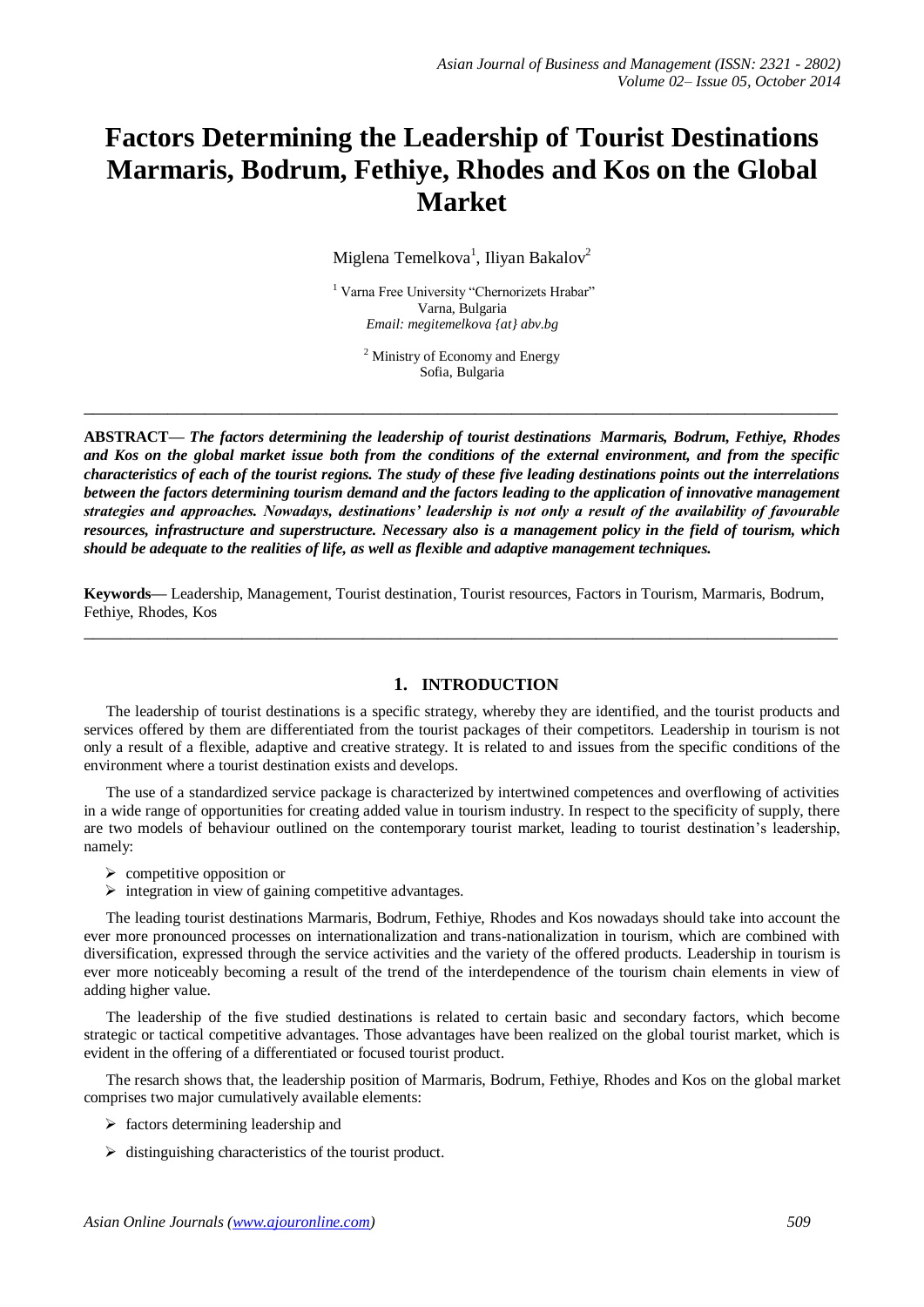# Factors Determining the Leadership of Tourist Destinations Marmaris, Bodrum, Fethiye, Rhodes and Kos on the Global Market

Miglena Temelkova[1], Iliyan Bakalov[2]

[1] Varna Free University "Chernorizets Hrabar"
Varna, Bulgaria
*Email: megitemelkova {at} abv.bg*

[2] Ministry of Economy and Energy
Sofia, Bulgaria

---

**ABSTRACT—** ***The factors determining the leadership of tourist destinations Marmaris, Bodrum, Fethiye, Rhodes and Kos on the global market issue both from the conditions of the external environment, and from the specific characteristics of each of the tourist regions. The study of these five leading destinations points out the interrelations between the factors determining tourism demand and the factors leading to the application of innovative management strategies and approaches. Nowadays, destinations' leadership is not only a result of the availability of favourable resources, infrastructure and superstructure. Necessary also is a management policy in the field of tourism, which should be adequate to the realities of life, as well as flexible and adaptive management techniques.***

**Keywords—** Leadership, Management, Tourist destination, Tourist resources, Factors in Tourism, Marmaris, Bodrum, Fethiye, Rhodes, Kos

---

## 1. INTRODUCTION

The leadership of tourist destinations is a specific strategy, whereby they are identified, and the tourist products and services offered by them are differentiated from the tourist packages of their competitors. Leadership in tourism is not only a result of a flexible, adaptive and creative strategy. It is related to and issues from the specific conditions of the environment where a tourist destination exists and develops.

The use of a standardized service package is characterized by intertwined competences and overflowing of activities in a wide range of opportunities for creating added value in tourism industry. In respect to the specificity of supply, there are two models of behaviour outlined on the contemporary tourist market, leading to tourist destination's leadership, namely:

- competitive opposition or
- integration in view of gaining competitive advantages.

The leading tourist destinations Marmaris, Bodrum, Fethiye, Rhodes and Kos nowadays should take into account the ever more pronounced processes on internationalization and trans-nationalization in tourism, which are combined with diversification, expressed through the service activities and the variety of the offered products. Leadership in tourism is ever more noticeably becoming a result of the trend of the interdependence of the tourism chain elements in view of adding higher value.

The leadership of the five studied destinations is related to certain basic and secondary factors, which become strategic or tactical competitive advantages. Those advantages have been realized on the global tourist market, which is evident in the offering of a differentiated or focused tourist product.

The resarch shows that, the leadership position of Marmaris, Bodrum, Fethiye, Rhodes and Kos on the global market comprises two major cumulatively available elements:

- factors determining leadership and
- distinguishing characteristics of the tourist product.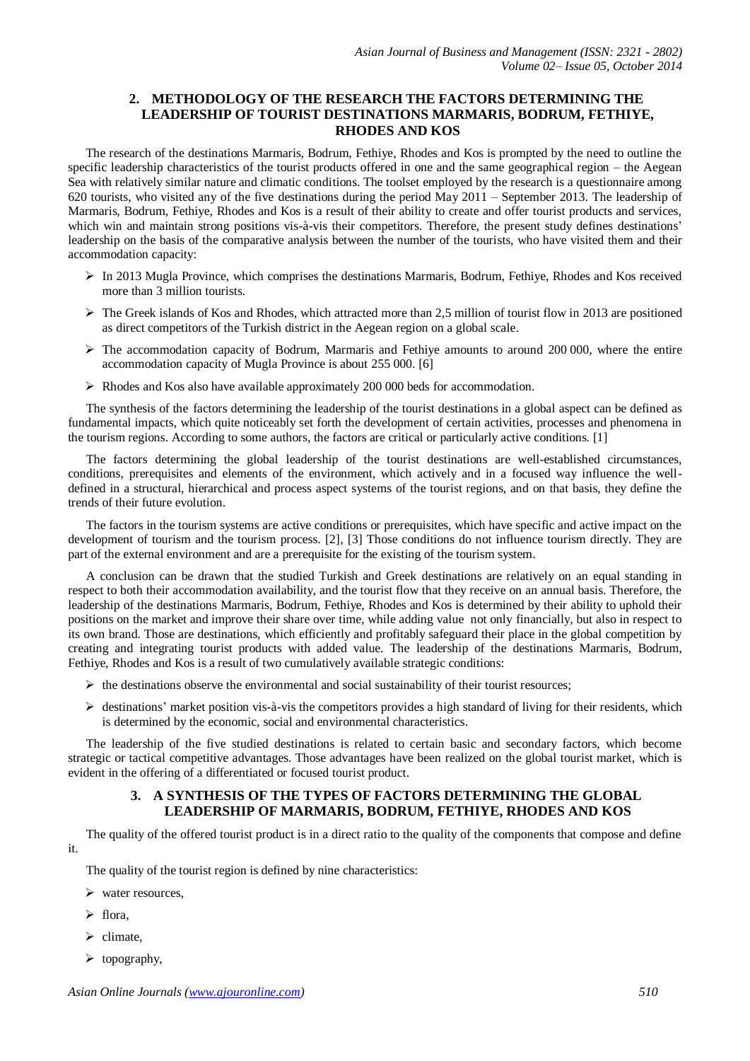## 2. METHODOLOGY OF THE RESEARCH THE FACTORS DETERMINING THE LEADERSHIP OF TOURIST DESTINATIONS MARMARIS, BODRUM, FETHIYE, RHODES AND KOS

The research of the destinations Marmaris, Bodrum, Fethiye, Rhodes and Kos is prompted by the need to outline the specific leadership characteristics of the tourist products offered in one and the same geographical region – the Aegean Sea with relatively similar nature and climatic conditions. The toolset employed by the research is a questionnaire among 620 tourists, who visited any of the five destinations during the period May 2011 – September 2013. The leadership of Marmaris, Bodrum, Fethiye, Rhodes and Kos is a result of their ability to create and offer tourist products and services, which win and maintain strong positions vis-à-vis their competitors. Therefore, the present study defines destinations' leadership on the basis of the comparative analysis between the number of the tourists, who have visited them and their accommodation capacity:

- In 2013 Mugla Province, which comprises the destinations Marmaris, Bodrum, Fethiye, Rhodes and Kos received more than 3 million tourists.
- The Greek islands of Kos and Rhodes, which attracted more than 2,5 million of tourist flow in 2013 are positioned as direct competitors of the Turkish district in the Aegean region on a global scale.
- The accommodation capacity of Bodrum, Marmaris and Fethiye amounts to around 200 000, where the entire accommodation capacity of Mugla Province is about 255 000. [6]
- Rhodes and Kos also have available approximately 200 000 beds for accommodation.

The synthesis of the factors determining the leadership of the tourist destinations in a global aspect can be defined as fundamental impacts, which quite noticeably set forth the development of certain activities, processes and phenomena in the tourism regions. According to some authors, the factors are critical or particularly active conditions. [1]

The factors determining the global leadership of the tourist destinations are well-established circumstances, conditions, prerequisites and elements of the environment, which actively and in a focused way influence the well-defined in a structural, hierarchical and process aspect systems of the tourist regions, and on that basis, they define the trends of their future evolution.

The factors in the tourism systems are active conditions or prerequisites, which have specific and active impact on the development of tourism and the tourism process. [2], [3] Those conditions do not influence tourism directly. They are part of the external environment and are a prerequisite for the existing of the tourism system.

A conclusion can be drawn that the studied Turkish and Greek destinations are relatively on an equal standing in respect to both their accommodation availability, and the tourist flow that they receive on an annual basis. Therefore, the leadership of the destinations Marmaris, Bodrum, Fethiye, Rhodes and Kos is determined by their ability to uphold their positions on the market and improve their share over time, while adding value not only financially, but also in respect to its own brand. Those are destinations, which efficiently and profitably safeguard their place in the global competition by creating and integrating tourist products with added value. The leadership of the destinations Marmaris, Bodrum, Fethiye, Rhodes and Kos is a result of two cumulatively available strategic conditions:

- the destinations observe the environmental and social sustainability of their tourist resources;
- destinations' market position vis-à-vis the competitors provides a high standard of living for their residents, which is determined by the economic, social and environmental characteristics.

The leadership of the five studied destinations is related to certain basic and secondary factors, which become strategic or tactical competitive advantages. Those advantages have been realized on the global tourist market, which is evident in the offering of a differentiated or focused tourist product.

## 3. A SYNTHESIS OF THE TYPES OF FACTORS DETERMINING THE GLOBAL LEADERSHIP OF MARMARIS, BODRUM, FETHIYE, RHODES AND KOS

The quality of the offered tourist product is in a direct ratio to the quality of the components that compose and define it.

The quality of the tourist region is defined by nine characteristics:

- water resources,
- flora,
- climate,
- topography,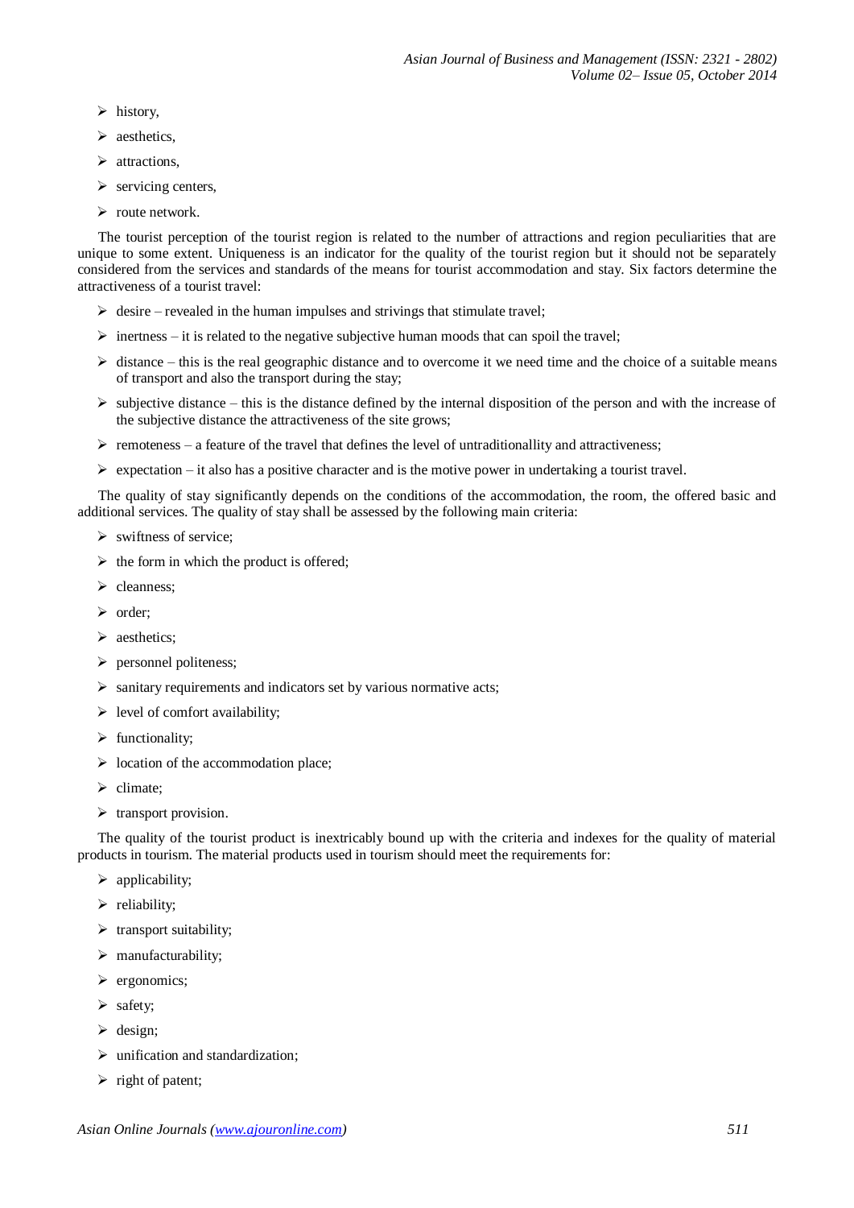- history,
- aesthetics,
- attractions,
- servicing centers,
- route network.

The tourist perception of the tourist region is related to the number of attractions and region peculiarities that are unique to some extent. Uniqueness is an indicator for the quality of the tourist region but it should not be separately considered from the services and standards of the means for tourist accommodation and stay. Six factors determine the attractiveness of a tourist travel:

- desire – revealed in the human impulses and strivings that stimulate travel;
- inertness – it is related to the negative subjective human moods that can spoil the travel;
- distance – this is the real geographic distance and to overcome it we need time and the choice of a suitable means of transport and also the transport during the stay;
- subjective distance – this is the distance defined by the internal disposition of the person and with the increase of the subjective distance the attractiveness of the site grows;
- remoteness – a feature of the travel that defines the level of untraditionallity and attractiveness;
- expectation – it also has a positive character and is the motive power in undertaking a tourist travel.

The quality of stay significantly depends on the conditions of the accommodation, the room, the offered basic and additional services. The quality of stay shall be assessed by the following main criteria:

- swiftness of service;
- the form in which the product is offered;
- cleanness;
- order;
- aesthetics;
- personnel politeness;
- sanitary requirements and indicators set by various normative acts;
- level of comfort availability;
- functionality;
- location of the accommodation place;
- climate;
- transport provision.

The quality of the tourist product is inextricably bound up with the criteria and indexes for the quality of material products in tourism. The material products used in tourism should meet the requirements for:

- applicability;
- reliability;
- transport suitability;
- manufacturability;
- ergonomics;
- safety;
- design;
- unification and standardization;
- right of patent;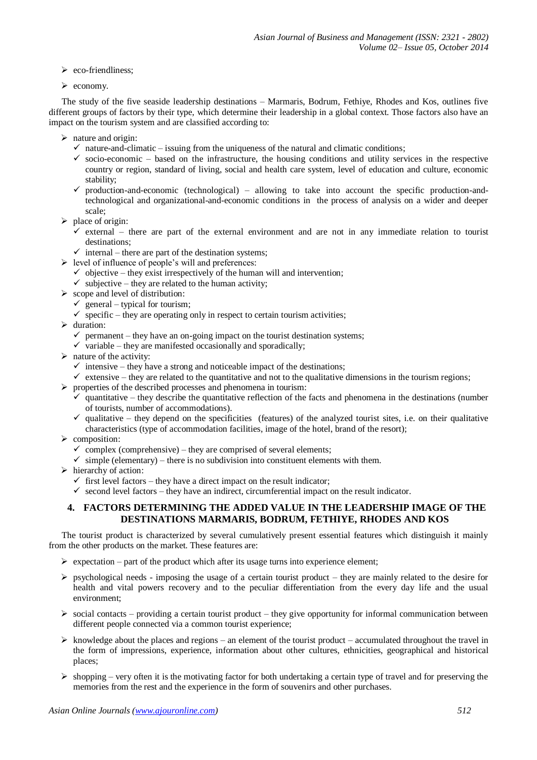- eco-friendliness;
- economy.

The study of the five seaside leadership destinations – Marmaris, Bodrum, Fethiye, Rhodes and Kos, outlines five different groups of factors by their type, which determine their leadership in a global context. Those factors also have an impact on the tourism system and are classified according to:

- nature and origin:
  - nature-and-climatic – issuing from the uniqueness of the natural and climatic conditions;
  - socio-economic – based on the infrastructure, the housing conditions and utility services in the respective country or region, standard of living, social and health care system, level of education and culture, economic stability;
  - production-and-economic (technological) – allowing to take into account the specific production-and-technological and organizational-and-economic conditions in the process of analysis on a wider and deeper scale;
- place of origin:
  - external – there are part of the external environment and are not in any immediate relation to tourist destinations;
  - internal – there are part of the destination systems;
- level of influence of people's will and preferences:
  - objective – they exist irrespectively of the human will and intervention;
  - subjective – they are related to the human activity;
- scope and level of distribution:
  - general – typical for tourism;
  - specific – they are operating only in respect to certain tourism activities;
- duration:
  - permanent – they have an on-going impact on the tourist destination systems;
  - variable – they are manifested occasionally and sporadically;
- nature of the activity:
  - intensive – they have a strong and noticeable impact of the destinations;
  - extensive – they are related to the quantitative and not to the qualitative dimensions in the tourism regions;
- properties of the described processes and phenomena in tourism:
  - quantitative – they describe the quantitative reflection of the facts and phenomena in the destinations (number of tourists, number of accommodations).
  - qualitative – they depend on the specificities (features) of the analyzed tourist sites, i.e. on their qualitative characteristics (type of accommodation facilities, image of the hotel, brand of the resort);
- composition:
  - complex (comprehensive) – they are comprised of several elements;
  - simple (elementary) – there is no subdivision into constituent elements with them.
- hierarchy of action:
  - first level factors – they have a direct impact on the result indicator;
  - second level factors – they have an indirect, circumferential impact on the result indicator.

## 4. FACTORS DETERMINING THE ADDED VALUE IN THE LEADERSHIP IMAGE OF THE DESTINATIONS MARMARIS, BODRUM, FETHIYE, RHODES AND KOS

The tourist product is characterized by several cumulatively present essential features which distinguish it mainly from the other products on the market. These features are:

- expectation – part of the product which after its usage turns into experience element;
- psychological needs - imposing the usage of a certain tourist product – they are mainly related to the desire for health and vital powers recovery and to the peculiar differentiation from the every day life and the usual environment;
- social contacts – providing a certain tourist product – they give opportunity for informal communication between different people connected via a common tourist experience;
- knowledge about the places and regions – an element of the tourist product – accumulated throughout the travel in the form of impressions, experience, information about other cultures, ethnicities, geographical and historical places;
- shopping – very often it is the motivating factor for both undertaking a certain type of travel and for preserving the memories from the rest and the experience in the form of souvenirs and other purchases.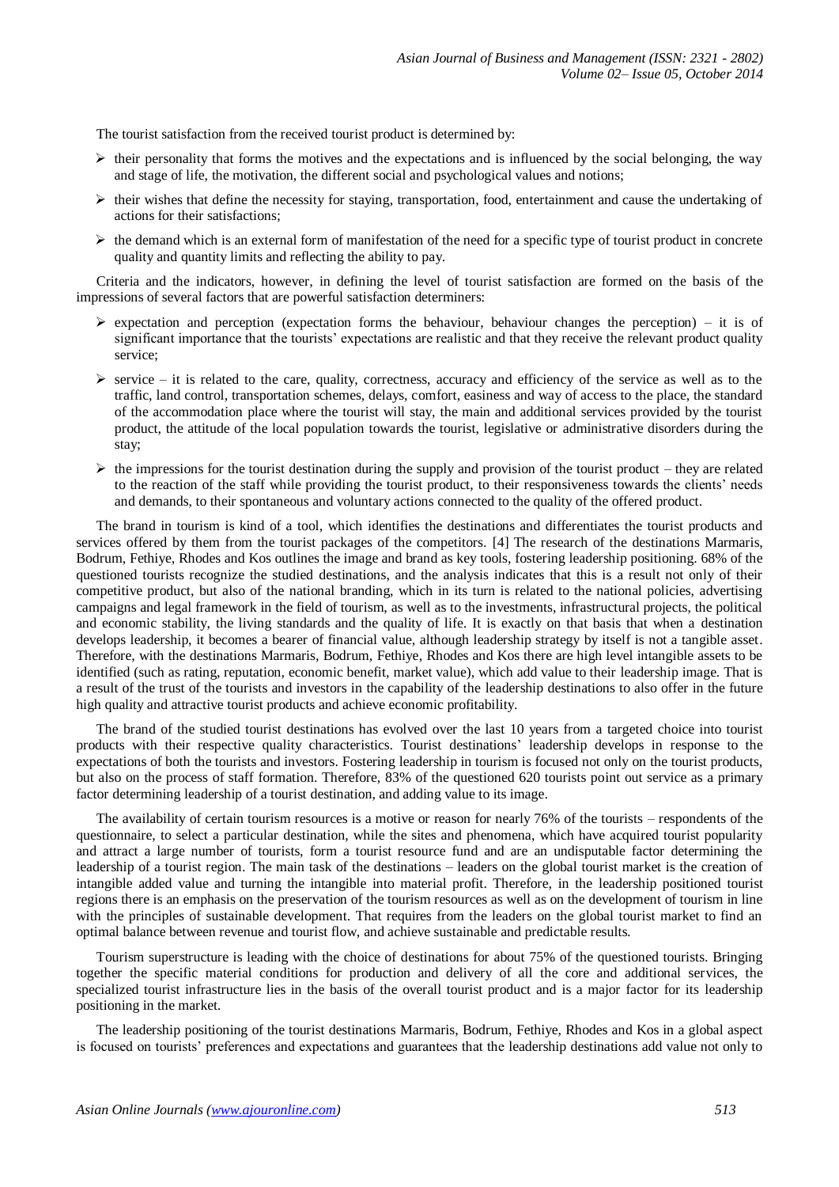The tourist satisfaction from the received tourist product is determined by:

- their personality that forms the motives and the expectations and is influenced by the social belonging, the way and stage of life, the motivation, the different social and psychological values and notions;
- their wishes that define the necessity for staying, transportation, food, entertainment and cause the undertaking of actions for their satisfactions;
- the demand which is an external form of manifestation of the need for a specific type of tourist product in concrete quality and quantity limits and reflecting the ability to pay.

Criteria and the indicators, however, in defining the level of tourist satisfaction are formed on the basis of the impressions of several factors that are powerful satisfaction determiners:

- expectation and perception (expectation forms the behaviour, behaviour changes the perception) – it is of significant importance that the tourists' expectations are realistic and that they receive the relevant product quality service;
- service – it is related to the care, quality, correctness, accuracy and efficiency of the service as well as to the traffic, land control, transportation schemes, delays, comfort, easiness and way of access to the place, the standard of the accommodation place where the tourist will stay, the main and additional services provided by the tourist product, the attitude of the local population towards the tourist, legislative or administrative disorders during the stay;
- the impressions for the tourist destination during the supply and provision of the tourist product – they are related to the reaction of the staff while providing the tourist product, to their responsiveness towards the clients' needs and demands, to their spontaneous and voluntary actions connected to the quality of the offered product.

The brand in tourism is kind of a tool, which identifies the destinations and differentiates the tourist products and services offered by them from the tourist packages of the competitors. [4] The research of the destinations Marmaris, Bodrum, Fethiye, Rhodes and Kos outlines the image and brand as key tools, fostering leadership positioning. 68% of the questioned tourists recognize the studied destinations, and the analysis indicates that this is a result not only of their competitive product, but also of the national branding, which in its turn is related to the national policies, advertising campaigns and legal framework in the field of tourism, as well as to the investments, infrastructural projects, the political and economic stability, the living standards and the quality of life. It is exactly on that basis that when a destination develops leadership, it becomes a bearer of financial value, although leadership strategy by itself is not a tangible asset. Therefore, with the destinations Marmaris, Bodrum, Fethiye, Rhodes and Kos there are high level intangible assets to be identified (such as rating, reputation, economic benefit, market value), which add value to their leadership image. That is a result of the trust of the tourists and investors in the capability of the leadership destinations to also offer in the future high quality and attractive tourist products and achieve economic profitability.

The brand of the studied tourist destinations has evolved over the last 10 years from a targeted choice into tourist products with their respective quality characteristics. Tourist destinations' leadership develops in response to the expectations of both the tourists and investors. Fostering leadership in tourism is focused not only on the tourist products, but also on the process of staff formation. Therefore, 83% of the questioned 620 tourists point out service as a primary factor determining leadership of a tourist destination, and adding value to its image.

The availability of certain tourism resources is a motive or reason for nearly 76% of the tourists – respondents of the questionnaire, to select a particular destination, while the sites and phenomena, which have acquired tourist popularity and attract a large number of tourists, form a tourist resource fund and are an undisputable factor determining the leadership of a tourist region. The main task of the destinations – leaders on the global tourist market is the creation of intangible added value and turning the intangible into material profit. Therefore, in the leadership positioned tourist regions there is an emphasis on the preservation of the tourism resources as well as on the development of tourism in line with the principles of sustainable development. That requires from the leaders on the global tourist market to find an optimal balance between revenue and tourist flow, and achieve sustainable and predictable results.

Tourism superstructure is leading with the choice of destinations for about 75% of the questioned tourists. Bringing together the specific material conditions for production and delivery of all the core and additional services, the specialized tourist infrastructure lies in the basis of the overall tourist product and is a major factor for its leadership positioning in the market.

The leadership positioning of the tourist destinations Marmaris, Bodrum, Fethiye, Rhodes and Kos in a global aspect is focused on tourists' preferences and expectations and guarantees that the leadership destinations add value not only to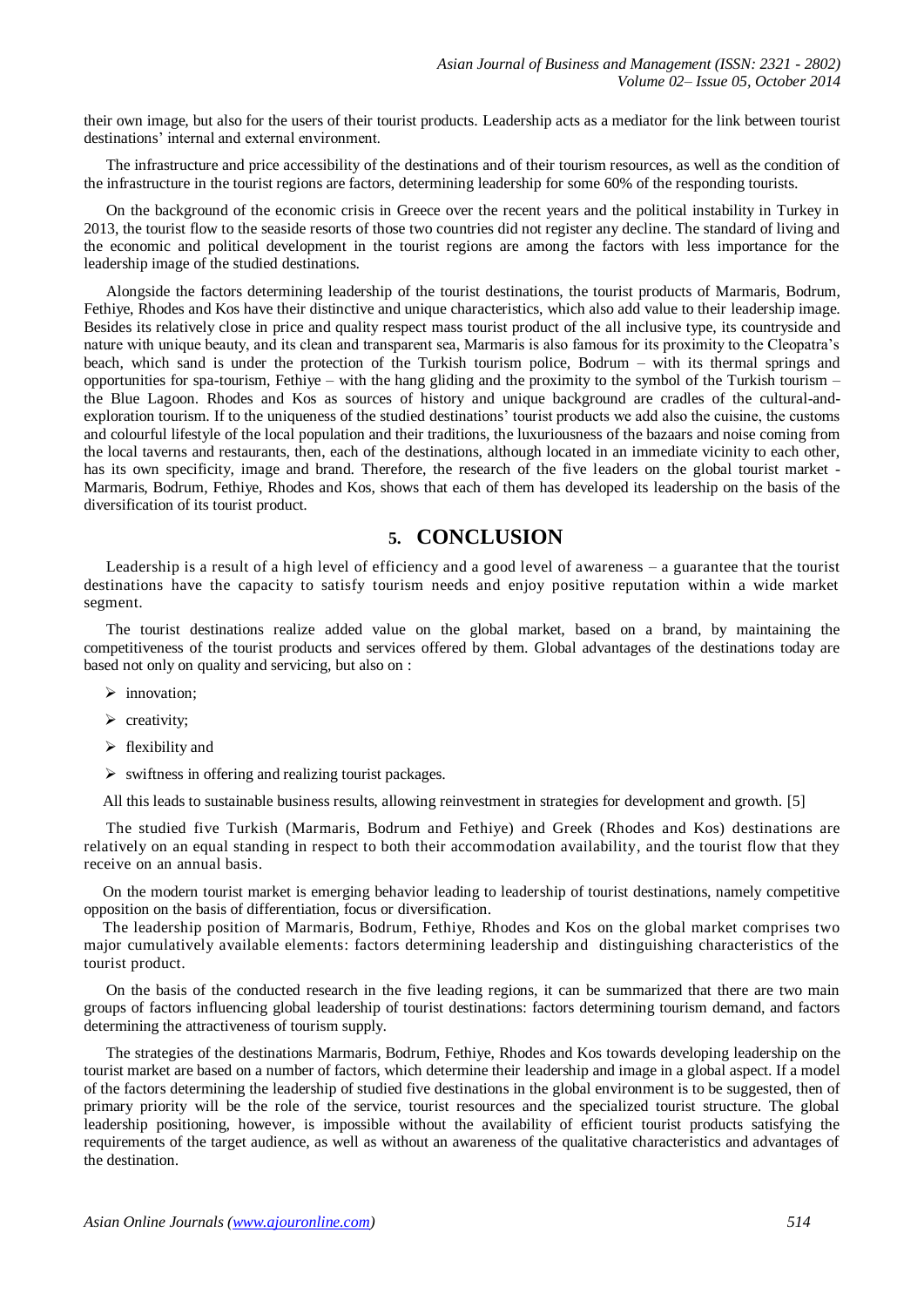their own image, but also for the users of their tourist products. Leadership acts as a mediator for the link between tourist destinations' internal and external environment.

The infrastructure and price accessibility of the destinations and of their tourism resources, as well as the condition of the infrastructure in the tourist regions are factors, determining leadership for some 60% of the responding tourists.

On the background of the economic crisis in Greece over the recent years and the political instability in Turkey in 2013, the tourist flow to the seaside resorts of those two countries did not register any decline. The standard of living and the economic and political development in the tourist regions are among the factors with less importance for the leadership image of the studied destinations.

Alongside the factors determining leadership of the tourist destinations, the tourist products of Marmaris, Bodrum, Fethiye, Rhodes and Kos have their distinctive and unique characteristics, which also add value to their leadership image. Besides its relatively close in price and quality respect mass tourist product of the all inclusive type, its countryside and nature with unique beauty, and its clean and transparent sea, Marmaris is also famous for its proximity to the Cleopatra's beach, which sand is under the protection of the Turkish tourism police, Bodrum – with its thermal springs and opportunities for spa-tourism, Fethiye – with the hang gliding and the proximity to the symbol of the Turkish tourism – the Blue Lagoon. Rhodes and Kos as sources of history and unique background are cradles of the cultural-and-exploration tourism. If to the uniqueness of the studied destinations' tourist products we add also the cuisine, the customs and colourful lifestyle of the local population and their traditions, the luxuriousness of the bazaars and noise coming from the local taverns and restaurants, then, each of the destinations, although located in an immediate vicinity to each other, has its own specificity, image and brand. Therefore, the research of the five leaders on the global tourist market - Marmaris, Bodrum, Fethiye, Rhodes and Kos, shows that each of them has developed its leadership on the basis of the diversification of its tourist product.

## 5. CONCLUSION

Leadership is a result of a high level of efficiency and a good level of awareness – a guarantee that the tourist destinations have the capacity to satisfy tourism needs and enjoy positive reputation within a wide market segment.

The tourist destinations realize added value on the global market, based on a brand, by maintaining the competitiveness of the tourist products and services offered by them. Global advantages of the destinations today are based not only on quality and servicing, but also on :

- innovation;
- creativity;
- flexibility and
- swiftness in offering and realizing tourist packages.

All this leads to sustainable business results, allowing reinvestment in strategies for development and growth. [5]

The studied five Turkish (Marmaris, Bodrum and Fethiye) and Greek (Rhodes and Kos) destinations are relatively on an equal standing in respect to both their accommodation availability, and the tourist flow that they receive on an annual basis.

On the modern tourist market is emerging behavior leading to leadership of tourist destinations, namely competitive opposition on the basis of differentiation, focus or diversification.

The leadership position of Marmaris, Bodrum, Fethiye, Rhodes and Kos on the global market comprises two major cumulatively available elements: factors determining leadership and distinguishing characteristics of the tourist product.

On the basis of the conducted research in the five leading regions, it can be summarized that there are two main groups of factors influencing global leadership of tourist destinations: factors determining tourism demand, and factors determining the attractiveness of tourism supply.

The strategies of the destinations Marmaris, Bodrum, Fethiye, Rhodes and Kos towards developing leadership on the tourist market are based on a number of factors, which determine their leadership and image in a global aspect. If a model of the factors determining the leadership of studied five destinations in the global environment is to be suggested, then of primary priority will be the role of the service, tourist resources and the specialized tourist structure. The global leadership positioning, however, is impossible without the availability of efficient tourist products satisfying the requirements of the target audience, as well as without an awareness of the qualitative characteristics and advantages of the destination.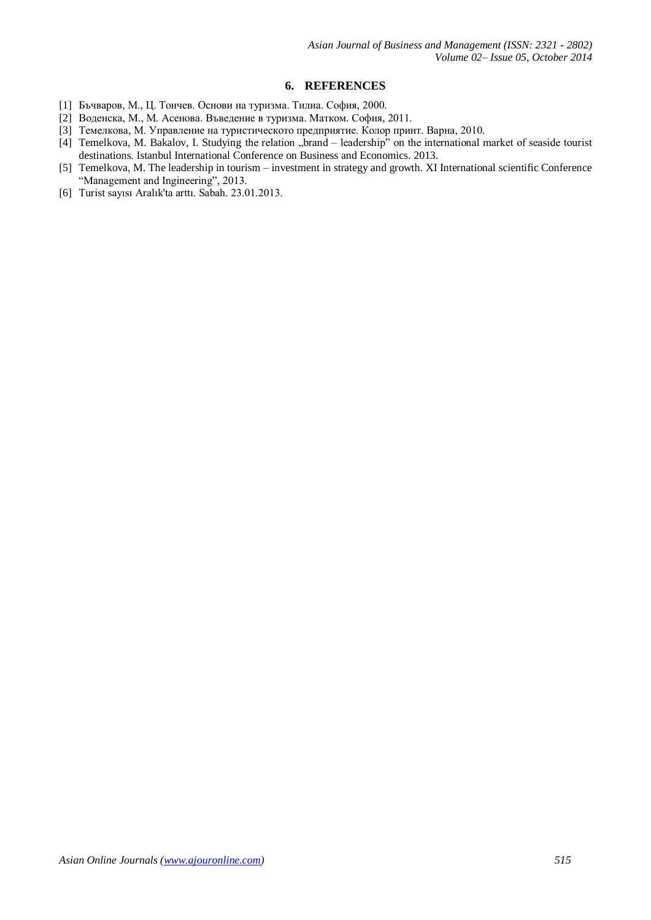## 6. REFERENCES

[1] Бъчваров, М., Ц. Тончев. Основи на туризма. Тилиа. София, 2000.

[2] Воденска, М., М. Асенова. Въведение в туризма. Матком. София, 2011.

[3] Темелкова, М. Управление на туристическото предприятие. Колор принт. Варна, 2010.

[4] Temelkova, M. Bakalov, I. Studying the relation „brand – leadership" on the international market of seaside tourist destinations. Istanbul International Conference on Business and Economics. 2013.

[5] Temelkova, M. The leadership in tourism – investment in strategy and growth. XI International scientific Conference "Management and Ingineering", 2013.

[6] Turist sayısı Aralık'ta arttı. Sabah. 23.01.2013.